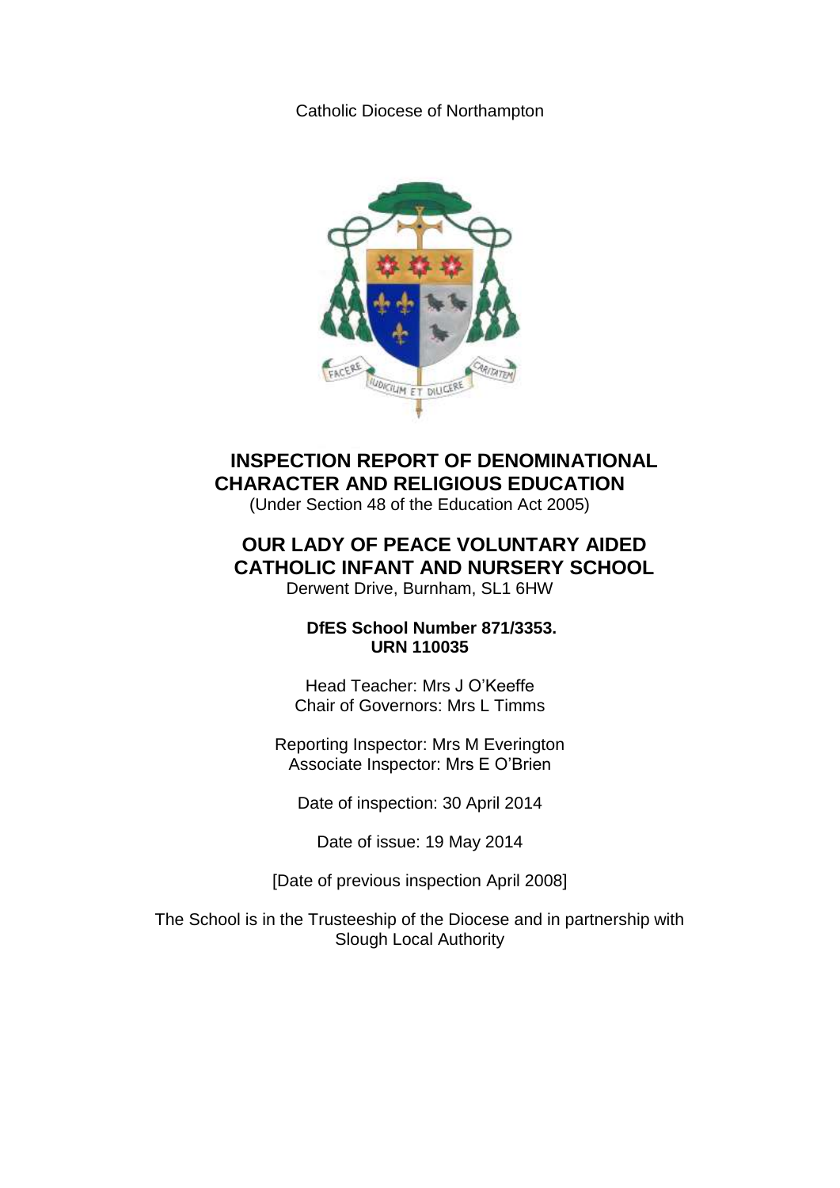Catholic Diocese of Northampton

# INSPECTION REPORT OF DENOMINATIONAL CHARACTER AND RELIGIOUS EDUCATION

(Under Section 48 of the Education Act 2005)

## OUR LADY OF PEACE VOLUNTARY AIDED CATHOLIC INFANT AND NURSERY SCHOOL

Derwent Drive, Burnham, SL1 6HW

**DfES School Number 871/3353.**
**URN 110035**

Head Teacher: Mrs J O'Keeffe
Chair of Governors: Mrs L Timms

Reporting Inspector: Mrs M Everington
Associate Inspector: Mrs E O'Brien

Date of inspection: 30 April 2014

Date of issue: 19 May 2014

[Date of previous inspection April 2008]

The School is in the Trusteeship of the Diocese and in partnership with Slough Local Authority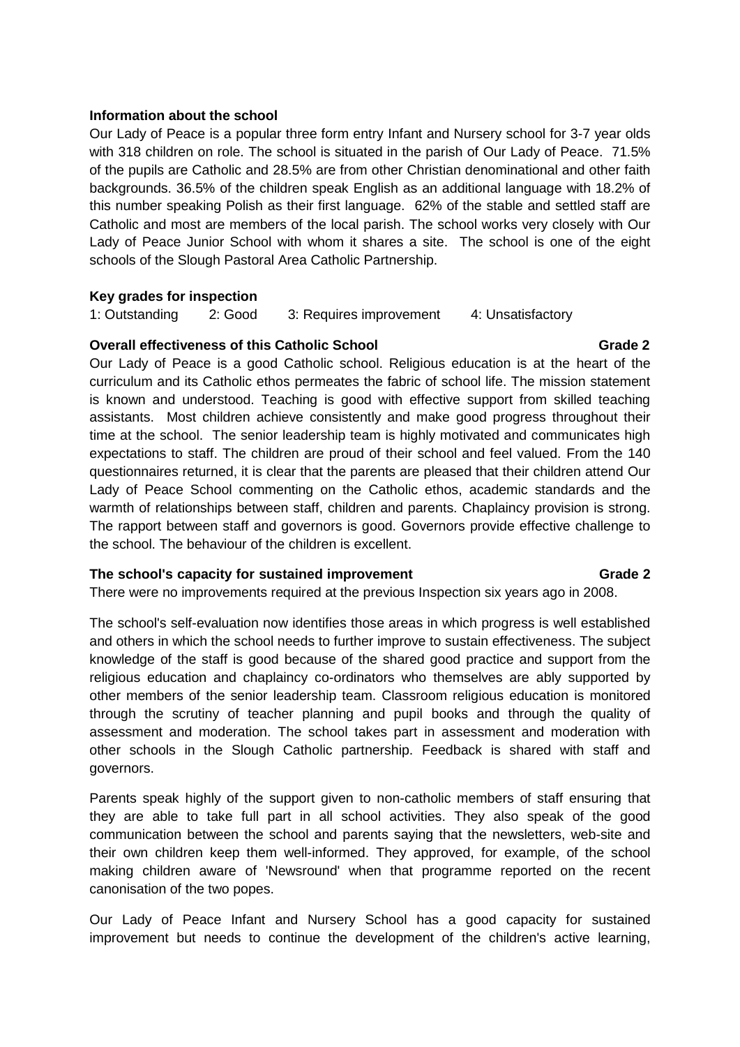**Information about the school**

Our Lady of Peace is a popular three form entry Infant and Nursery school for 3-7 year olds with 318 children on role. The school is situated in the parish of Our Lady of Peace. 71.5% of the pupils are Catholic and 28.5% are from other Christian denominational and other faith backgrounds. 36.5% of the children speak English as an additional language with 18.2% of this number speaking Polish as their first language. 62% of the stable and settled staff are Catholic and most are members of the local parish. The school works very closely with Our Lady of Peace Junior School with whom it shares a site. The school is one of the eight schools of the Slough Pastoral Area Catholic Partnership.

**Key grades for inspection**

1: Outstanding 2: Good 3: Requires improvement 4: Unsatisfactory

**Overall effectiveness of this Catholic School** **Grade 2**

Our Lady of Peace is a good Catholic school. Religious education is at the heart of the curriculum and its Catholic ethos permeates the fabric of school life. The mission statement is known and understood. Teaching is good with effective support from skilled teaching assistants. Most children achieve consistently and make good progress throughout their time at the school. The senior leadership team is highly motivated and communicates high expectations to staff. The children are proud of their school and feel valued. From the 140 questionnaires returned, it is clear that the parents are pleased that their children attend Our Lady of Peace School commenting on the Catholic ethos, academic standards and the warmth of relationships between staff, children and parents. Chaplaincy provision is strong. The rapport between staff and governors is good. Governors provide effective challenge to the school. The behaviour of the children is excellent.

**The school's capacity for sustained improvement** **Grade 2**

There were no improvements required at the previous Inspection six years ago in 2008.

The school's self-evaluation now identifies those areas in which progress is well established and others in which the school needs to further improve to sustain effectiveness. The subject knowledge of the staff is good because of the shared good practice and support from the religious education and chaplaincy co-ordinators who themselves are ably supported by other members of the senior leadership team. Classroom religious education is monitored through the scrutiny of teacher planning and pupil books and through the quality of assessment and moderation. The school takes part in assessment and moderation with other schools in the Slough Catholic partnership. Feedback is shared with staff and governors.

Parents speak highly of the support given to non-catholic members of staff ensuring that they are able to take full part in all school activities. They also speak of the good communication between the school and parents saying that the newsletters, web-site and their own children keep them well-informed. They approved, for example, of the school making children aware of 'Newsround' when that programme reported on the recent canonisation of the two popes.

Our Lady of Peace Infant and Nursery School has a good capacity for sustained improvement but needs to continue the development of the children's active learning,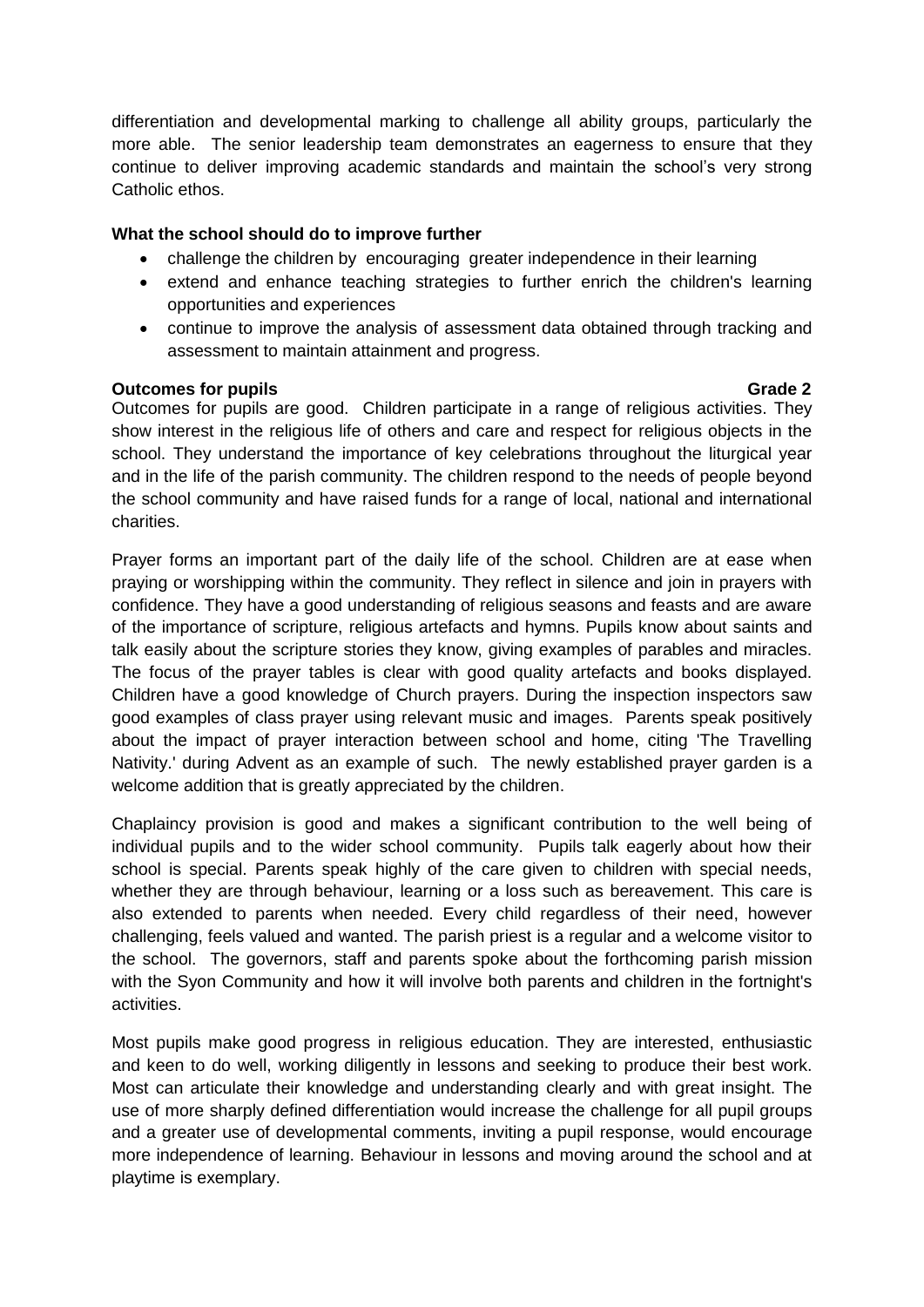differentiation and developmental marking to challenge all ability groups, particularly the more able. The senior leadership team demonstrates an eagerness to ensure that they continue to deliver improving academic standards and maintain the school's very strong Catholic ethos.

**What the school should do to improve further**

- challenge the children by encouraging greater independence in their learning
- extend and enhance teaching strategies to further enrich the children's learning opportunities and experiences
- continue to improve the analysis of assessment data obtained through tracking and assessment to maintain attainment and progress.

**Outcomes for pupils** **Grade 2**

Outcomes for pupils are good. Children participate in a range of religious activities. They show interest in the religious life of others and care and respect for religious objects in the school. They understand the importance of key celebrations throughout the liturgical year and in the life of the parish community. The children respond to the needs of people beyond the school community and have raised funds for a range of local, national and international charities.

Prayer forms an important part of the daily life of the school. Children are at ease when praying or worshipping within the community. They reflect in silence and join in prayers with confidence. They have a good understanding of religious seasons and feasts and are aware of the importance of scripture, religious artefacts and hymns. Pupils know about saints and talk easily about the scripture stories they know, giving examples of parables and miracles. The focus of the prayer tables is clear with good quality artefacts and books displayed. Children have a good knowledge of Church prayers. During the inspection inspectors saw good examples of class prayer using relevant music and images. Parents speak positively about the impact of prayer interaction between school and home, citing 'The Travelling Nativity.' during Advent as an example of such. The newly established prayer garden is a welcome addition that is greatly appreciated by the children.

Chaplaincy provision is good and makes a significant contribution to the well being of individual pupils and to the wider school community. Pupils talk eagerly about how their school is special. Parents speak highly of the care given to children with special needs, whether they are through behaviour, learning or a loss such as bereavement. This care is also extended to parents when needed. Every child regardless of their need, however challenging, feels valued and wanted. The parish priest is a regular and a welcome visitor to the school. The governors, staff and parents spoke about the forthcoming parish mission with the Syon Community and how it will involve both parents and children in the fortnight's activities.

Most pupils make good progress in religious education. They are interested, enthusiastic and keen to do well, working diligently in lessons and seeking to produce their best work. Most can articulate their knowledge and understanding clearly and with great insight. The use of more sharply defined differentiation would increase the challenge for all pupil groups and a greater use of developmental comments, inviting a pupil response, would encourage more independence of learning. Behaviour in lessons and moving around the school and at playtime is exemplary.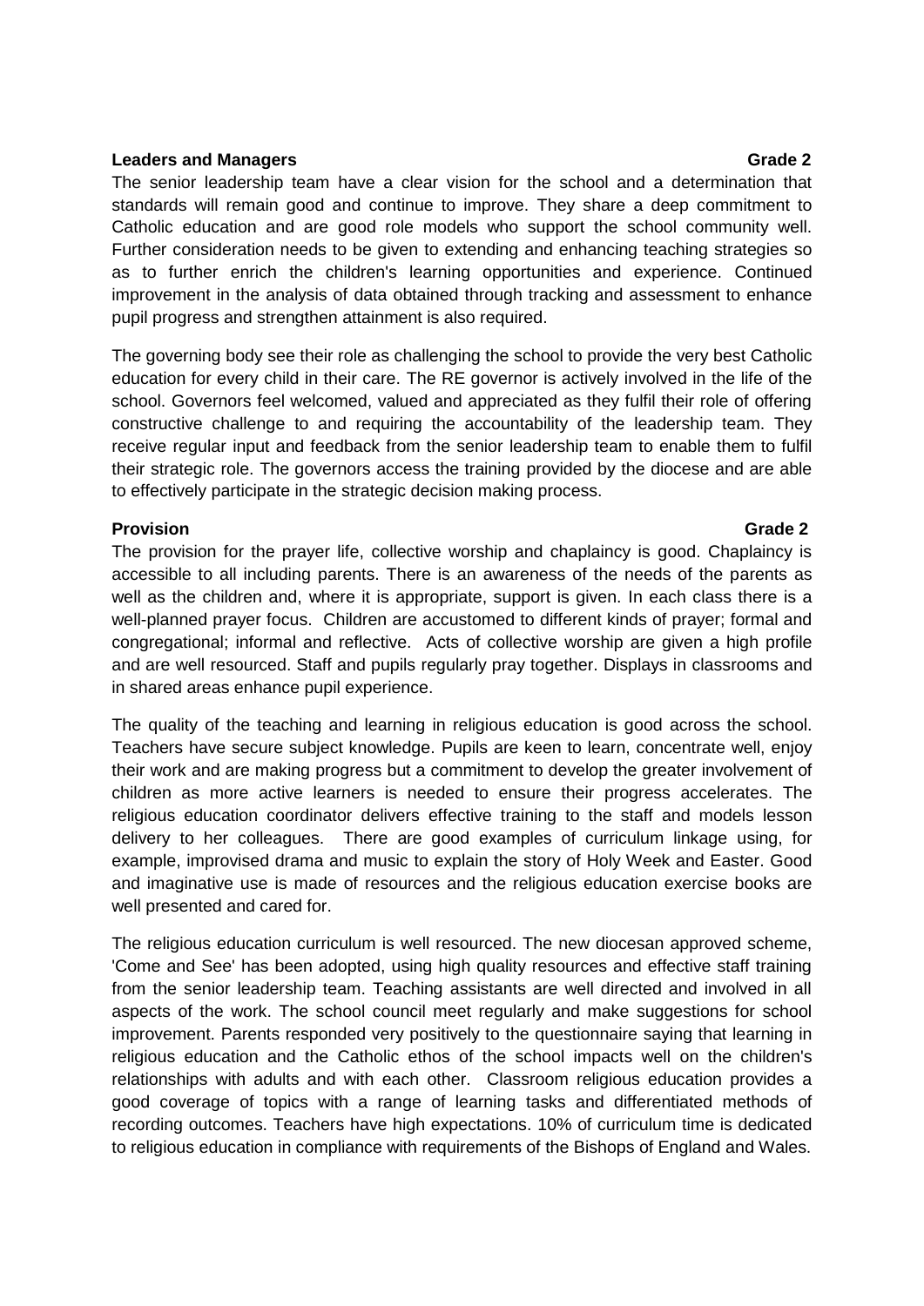**Leaders and Managers** **Grade 2**

The senior leadership team have a clear vision for the school and a determination that standards will remain good and continue to improve. They share a deep commitment to Catholic education and are good role models who support the school community well. Further consideration needs to be given to extending and enhancing teaching strategies so as to further enrich the children's learning opportunities and experience. Continued improvement in the analysis of data obtained through tracking and assessment to enhance pupil progress and strengthen attainment is also required.

The governing body see their role as challenging the school to provide the very best Catholic education for every child in their care. The RE governor is actively involved in the life of the school. Governors feel welcomed, valued and appreciated as they fulfil their role of offering constructive challenge to and requiring the accountability of the leadership team. They receive regular input and feedback from the senior leadership team to enable them to fulfil their strategic role. The governors access the training provided by the diocese and are able to effectively participate in the strategic decision making process.

**Provision** **Grade 2**

The provision for the prayer life, collective worship and chaplaincy is good. Chaplaincy is accessible to all including parents. There is an awareness of the needs of the parents as well as the children and, where it is appropriate, support is given. In each class there is a well-planned prayer focus. Children are accustomed to different kinds of prayer; formal and congregational; informal and reflective. Acts of collective worship are given a high profile and are well resourced. Staff and pupils regularly pray together. Displays in classrooms and in shared areas enhance pupil experience.

The quality of the teaching and learning in religious education is good across the school. Teachers have secure subject knowledge. Pupils are keen to learn, concentrate well, enjoy their work and are making progress but a commitment to develop the greater involvement of children as more active learners is needed to ensure their progress accelerates. The religious education coordinator delivers effective training to the staff and models lesson delivery to her colleagues. There are good examples of curriculum linkage using, for example, improvised drama and music to explain the story of Holy Week and Easter. Good and imaginative use is made of resources and the religious education exercise books are well presented and cared for.

The religious education curriculum is well resourced. The new diocesan approved scheme, 'Come and See' has been adopted, using high quality resources and effective staff training from the senior leadership team. Teaching assistants are well directed and involved in all aspects of the work. The school council meet regularly and make suggestions for school improvement. Parents responded very positively to the questionnaire saying that learning in religious education and the Catholic ethos of the school impacts well on the children's relationships with adults and with each other. Classroom religious education provides a good coverage of topics with a range of learning tasks and differentiated methods of recording outcomes. Teachers have high expectations. 10% of curriculum time is dedicated to religious education in compliance with requirements of the Bishops of England and Wales.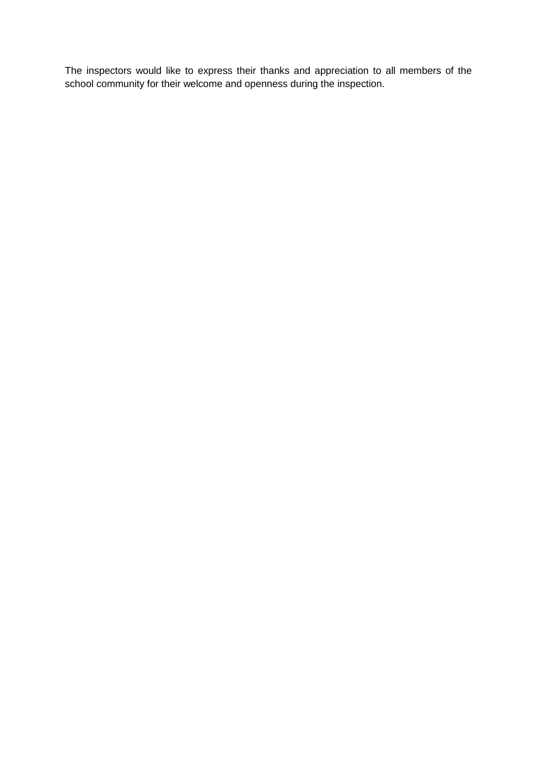The inspectors would like to express their thanks and appreciation to all members of the school community for their welcome and openness during the inspection.